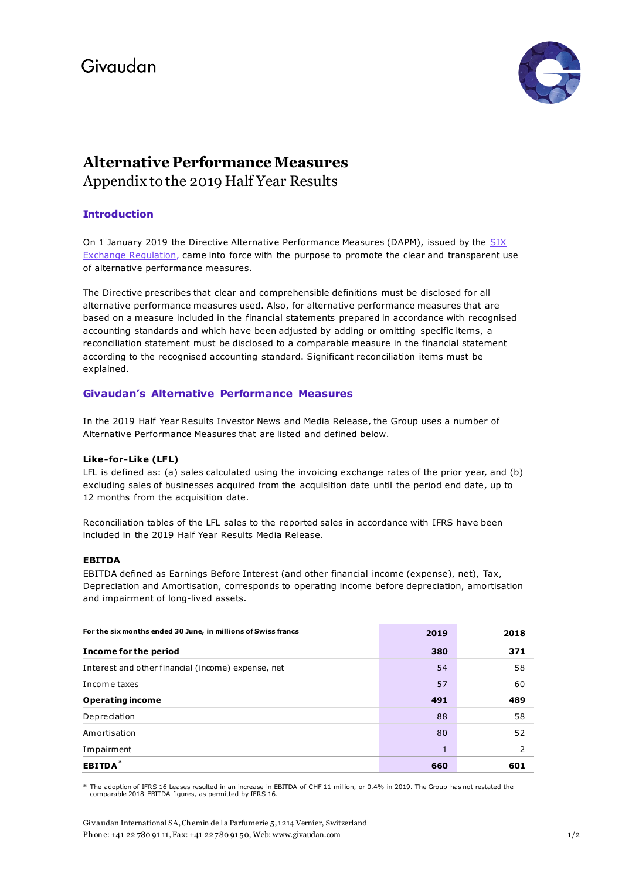Givaudan

# Alternative Performance Measures

## Appendix to the 2019 Half Year Results

### Introduction

On 1 January 2019 the Directive Alternative Performance Measures (DAPM), issued by the SIX Exchange Regulation, came into force with the purpose to promote the clear and transparent use of alternative performance measures.

The Directive prescribes that clear and comprehensible definitions must be disclosed for all alternative performance measures used. Also, for alternative performance measures that are based on a measure included in the financial statements prepared in accordance with recognised accounting standards and which have been adjusted by adding or omitting specific items, a reconciliation statement must be disclosed to a comparable measure in the financial statement according to the recognised accounting standard. Significant reconciliation items must be explained.

### Givaudan's Alternative Performance Measures

In the 2019 Half Year Results Investor News and Media Release, the Group uses a number of Alternative Performance Measures that are listed and defined below.

**Like-for-Like (LFL)**

LFL is defined as: (a) sales calculated using the invoicing exchange rates of the prior year, and (b) excluding sales of businesses acquired from the acquisition date until the period end date, up to 12 months from the acquisition date.

Reconciliation tables of the LFL sales to the reported sales in accordance with IFRS have been included in the 2019 Half Year Results Media Release.

**EBITDA**

EBITDA defined as Earnings Before Interest (and other financial income (expense), net), Tax, Depreciation and Amortisation, corresponds to operating income before depreciation, amortisation and impairment of long-lived assets.

| For the six months ended 30 June, in millions of Swiss francs | 2019 | 2018 |
|---|---|---|
| **Income for the period** | **380** | **371** |
| Interest and other financial (income) expense, net | 54 | 58 |
| Income taxes | 57 | 60 |
| **Operating income** | **491** | **489** |
| Depreciation | 88 | 58 |
| Amortisation | 80 | 52 |
| Impairment | 1 | 2 |
| **EBITDA*** | **660** | **601** |

* The adoption of IFRS 16 Leases resulted in an increase in EBITDA of CHF 11 million, or 0.4% in 2019. The Group has not restated the comparable 2018 EBITDA figures, as permitted by IFRS 16.

Givaudan International SA, Chemin de la Parfumerie 5, 1214 Vernier, Switzerland
Phone: +41 22 780 91 11, Fax: +41 22 780 91 50, Web: www.givaudan.com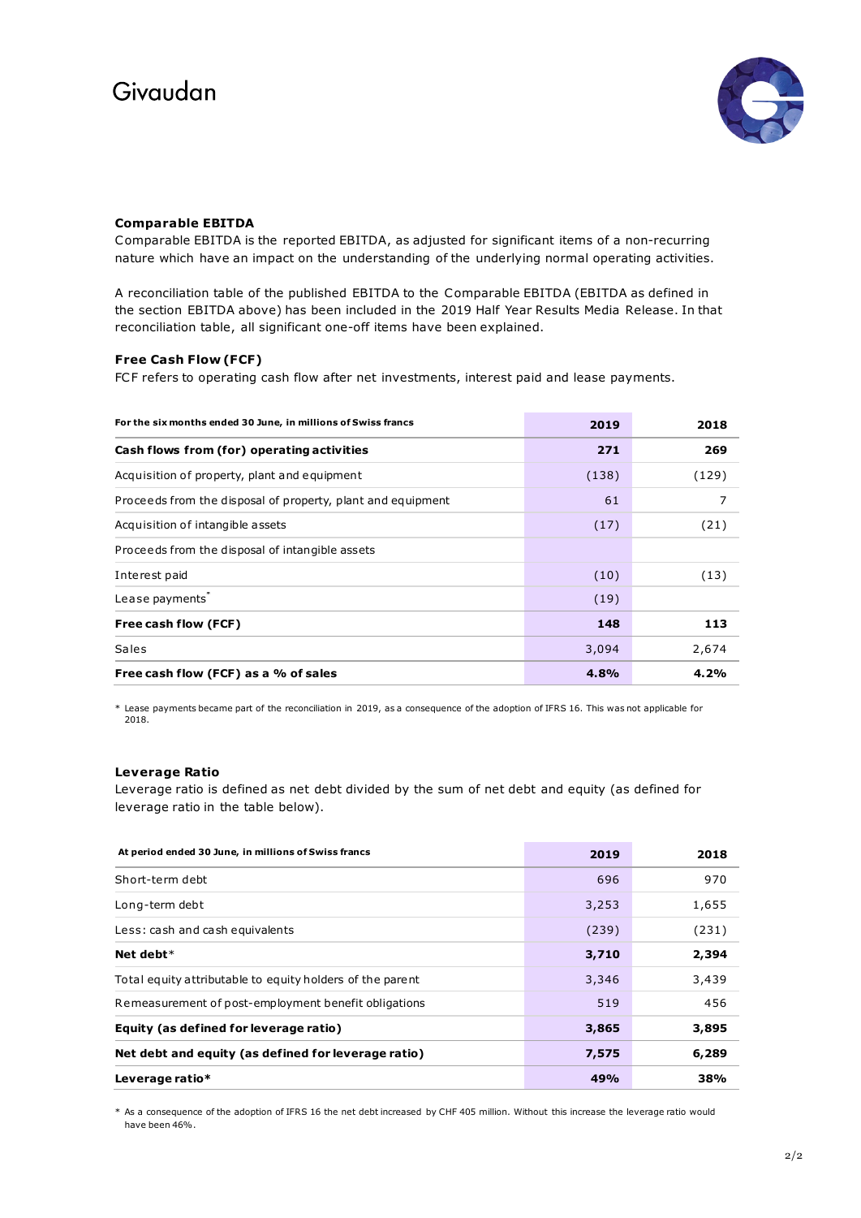Givaudan

### Comparable EBITDA

Comparable EBITDA is the reported EBITDA, as adjusted for significant items of a non-recurring nature which have an impact on the understanding of the underlying normal operating activities.

A reconciliation table of the published EBITDA to the Comparable EBITDA (EBITDA as defined in the section EBITDA above) has been included in the 2019 Half Year Results Media Release. In that reconciliation table, all significant one-off items have been explained.

### Free Cash Flow (FCF)

FCF refers to operating cash flow after net investments, interest paid and lease payments.

| For the six months ended 30 June, in millions of Swiss francs | 2019 | 2018 |
|---|---|---|
| **Cash flows from (for) operating activities** | **271** | **269** |
| Acquisition of property, plant and equipment | (138) | (129) |
| Proceeds from the disposal of property, plant and equipment | 61 | 7 |
| Acquisition of intangible assets | (17) | (21) |
| Proceeds from the disposal of intangible assets | | |
| Interest paid | (10) | (13) |
| Lease payments* | (19) | |
| **Free cash flow (FCF)** | **148** | **113** |
| Sales | 3,094 | 2,674 |
| **Free cash flow (FCF) as a % of sales** | **4.8%** | **4.2%** |

* Lease payments became part of the reconciliation in 2019, as a consequence of the adoption of IFRS 16. This was not applicable for 2018.

### Leverage Ratio

Leverage ratio is defined as net debt divided by the sum of net debt and equity (as defined for leverage ratio in the table below).

| At period ended 30 June, in millions of Swiss francs | 2019 | 2018 |
|---|---|---|
| Short-term debt | 696 | 970 |
| Long-term debt | 3,253 | 1,655 |
| Less: cash and cash equivalents | (239) | (231) |
| **Net debt*** | **3,710** | **2,394** |
| Total equity attributable to equity holders of the parent | 3,346 | 3,439 |
| Remeasurement of post-employment benefit obligations | 519 | 456 |
| **Equity (as defined for leverage ratio)** | **3,865** | **3,895** |
| **Net debt and equity (as defined for leverage ratio)** | **7,575** | **6,289** |
| **Leverage ratio*** | **49%** | **38%** |

* As a consequence of the adoption of IFRS 16 the net debt increased by CHF 405 million. Without this increase the leverage ratio would have been 46%.